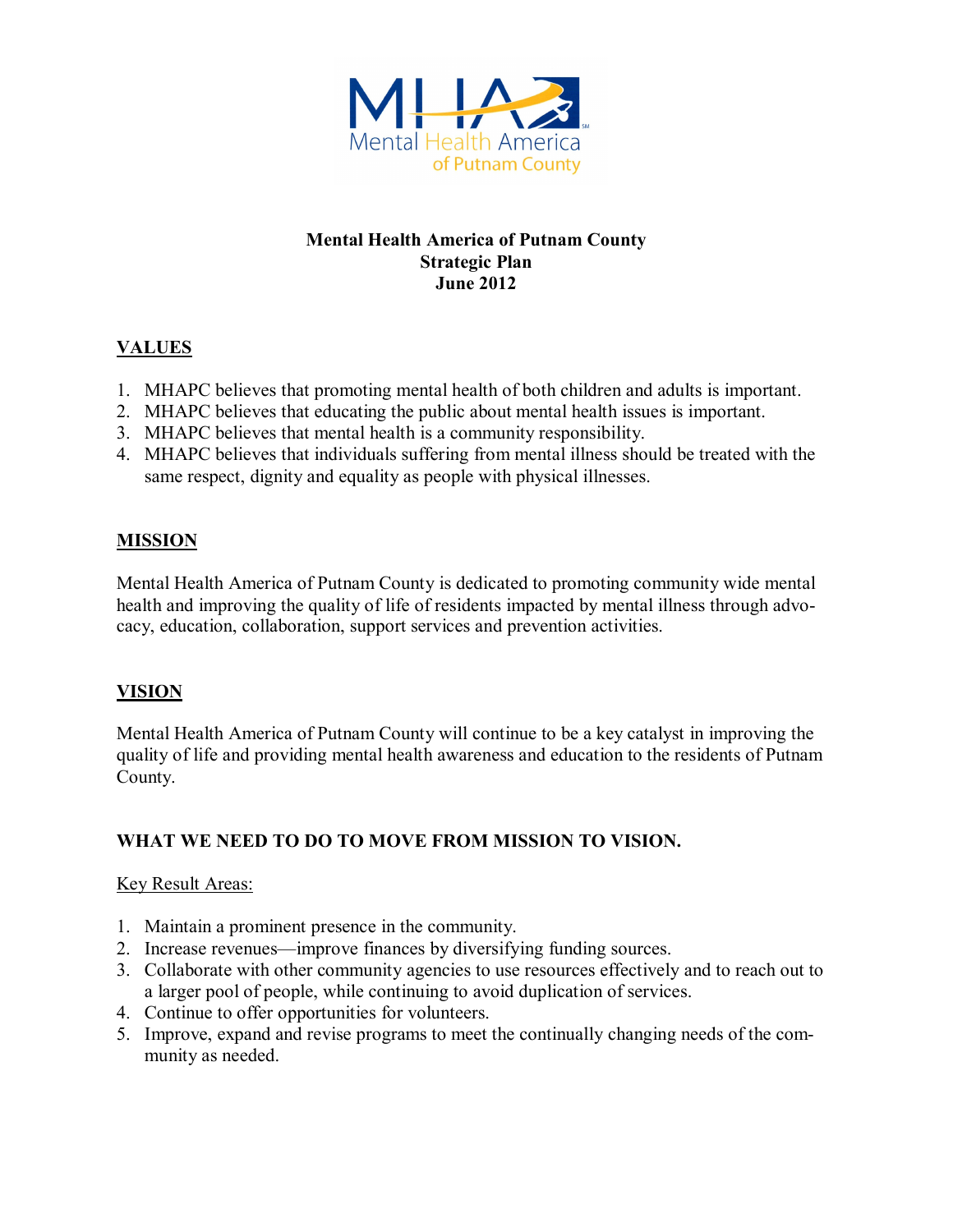Mental Health America of Putnam County

# Mental Health America of Putnam County
## Strategic Plan
## June 2012

## VALUES

1. MHAPC believes that promoting mental health of both children and adults is important.
2. MHAPC believes that educating the public about mental health issues is important.
3. MHAPC believes that mental health is a community responsibility.
4. MHAPC believes that individuals suffering from mental illness should be treated with the same respect, dignity and equality as people with physical illnesses.

## MISSION

Mental Health America of Putnam County is dedicated to promoting community wide mental health and improving the quality of life of residents impacted by mental illness through advocacy, education, collaboration, support services and prevention activities.

## VISION

Mental Health America of Putnam County will continue to be a key catalyst in improving the quality of life and providing mental health awareness and education to the residents of Putnam County.

## WHAT WE NEED TO DO TO MOVE FROM MISSION TO VISION.

Key Result Areas:

1. Maintain a prominent presence in the community.
2. Increase revenues—improve finances by diversifying funding sources.
3. Collaborate with other community agencies to use resources effectively and to reach out to a larger pool of people, while continuing to avoid duplication of services.
4. Continue to offer opportunities for volunteers.
5. Improve, expand and revise programs to meet the continually changing needs of the community as needed.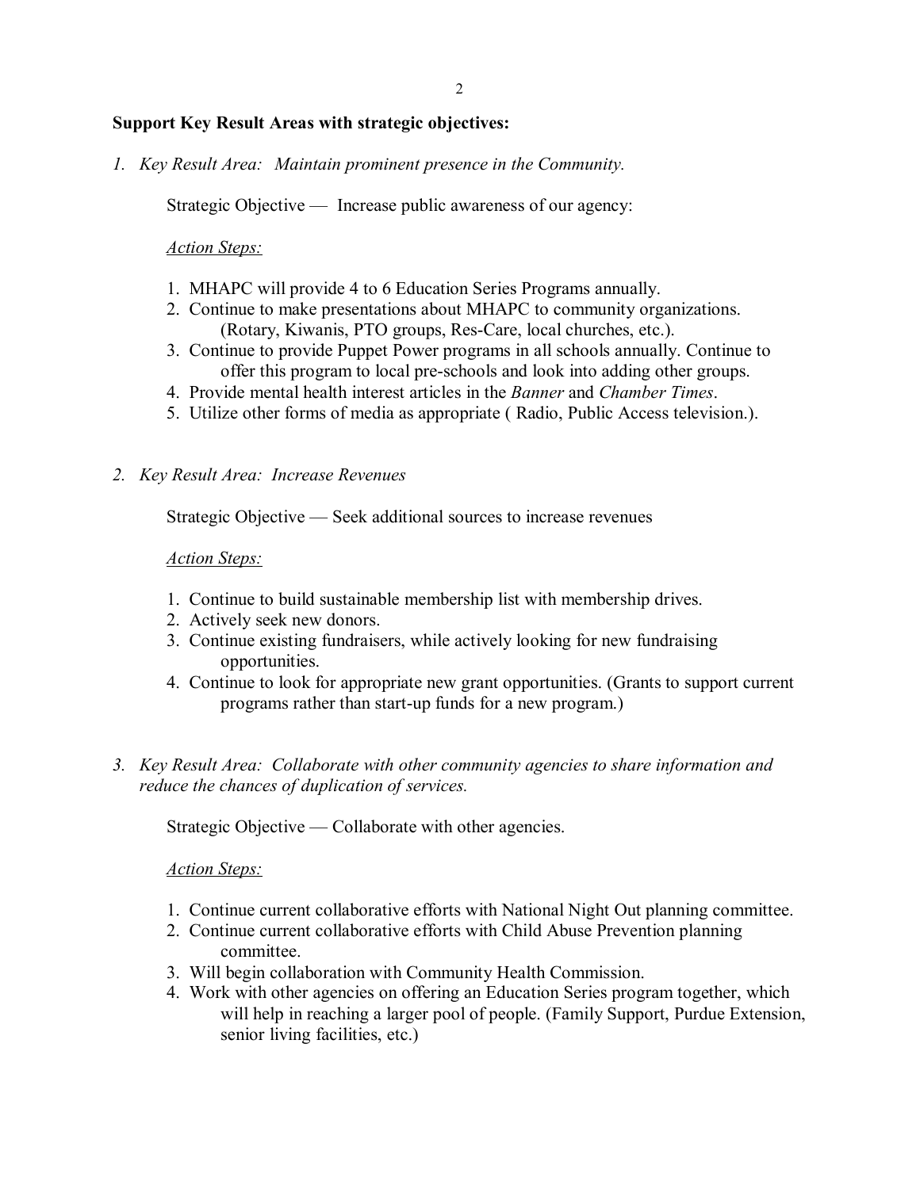**Support Key Result Areas with strategic objectives:**

1. *Key Result Area: Maintain prominent presence in the Community.*

   Strategic Objective — Increase public awareness of our agency:

   *Action Steps:*

   1. MHAPC will provide 4 to 6 Education Series Programs annually.
   2. Continue to make presentations about MHAPC to community organizations. (Rotary, Kiwanis, PTO groups, Res-Care, local churches, etc.).
   3. Continue to provide Puppet Power programs in all schools annually. Continue to offer this program to local pre-schools and look into adding other groups.
   4. Provide mental health interest articles in the *Banner* and *Chamber Times*.
   5. Utilize other forms of media as appropriate ( Radio, Public Access television.).

2. *Key Result Area: Increase Revenues*

   Strategic Objective — Seek additional sources to increase revenues

   *Action Steps:*

   1. Continue to build sustainable membership list with membership drives.
   2. Actively seek new donors.
   3. Continue existing fundraisers, while actively looking for new fundraising opportunities.
   4. Continue to look for appropriate new grant opportunities. (Grants to support current programs rather than start-up funds for a new program.)

3. *Key Result Area: Collaborate with other community agencies to share information and reduce the chances of duplication of services.*

   Strategic Objective — Collaborate with other agencies.

   *Action Steps:*

   1. Continue current collaborative efforts with National Night Out planning committee.
   2. Continue current collaborative efforts with Child Abuse Prevention planning committee.
   3. Will begin collaboration with Community Health Commission.
   4. Work with other agencies on offering an Education Series program together, which will help in reaching a larger pool of people. (Family Support, Purdue Extension, senior living facilities, etc.)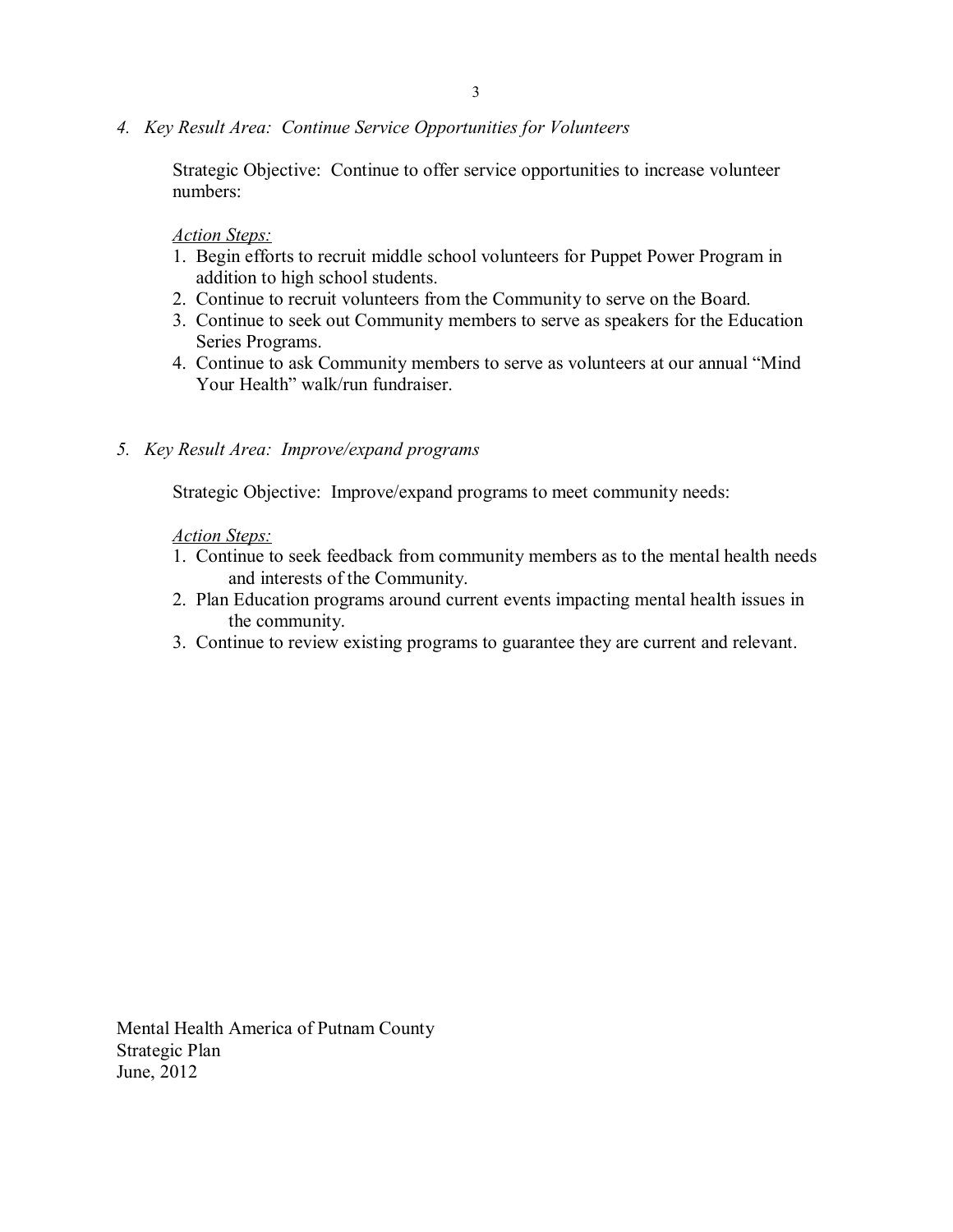*4. Key Result Area: Continue Service Opportunities for Volunteers*

Strategic Objective: Continue to offer service opportunities to increase volunteer numbers:

*Action Steps:*

1. Begin efforts to recruit middle school volunteers for Puppet Power Program in addition to high school students.
2. Continue to recruit volunteers from the Community to serve on the Board.
3. Continue to seek out Community members to serve as speakers for the Education Series Programs.
4. Continue to ask Community members to serve as volunteers at our annual "Mind Your Health" walk/run fundraiser.

*5. Key Result Area: Improve/expand programs*

Strategic Objective: Improve/expand programs to meet community needs:

*Action Steps:*

1. Continue to seek feedback from community members as to the mental health needs and interests of the Community.
2. Plan Education programs around current events impacting mental health issues in the community.
3. Continue to review existing programs to guarantee they are current and relevant.

Mental Health America of Putnam County
Strategic Plan
June, 2012